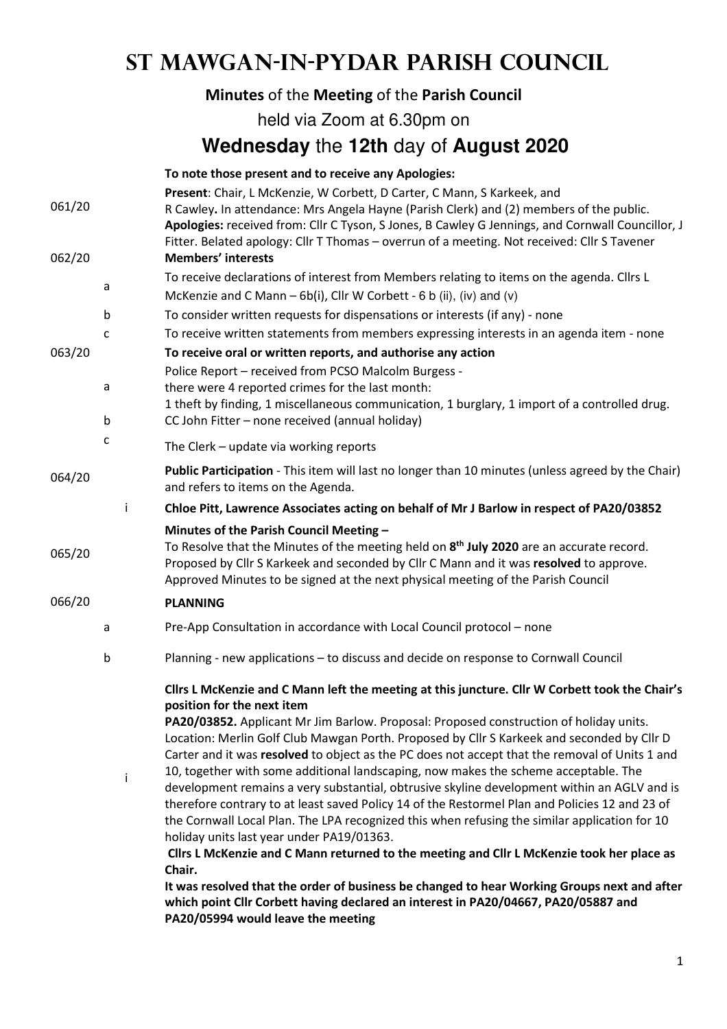# St Mawgan-in-Pydar Parish Council

**Minutes** of the **Meeting** of the **Parish Council**

held via Zoom at 6.30pm on

## **Wednesday** the **12th** day of **August 2020**

**061/20 To note those present and to receive any Apologies:**

**Present**: Chair, L McKenzie, W Corbett, D Carter, C Mann, S Karkeek, and R Cawley**.** In attendance: Mrs Angela Hayne (Parish Clerk) and (2) members of the public. **Apologies:** received from: Cllr C Tyson, S Jones, B Cawley G Jennings, and Cornwall Councillor, J Fitter. Belated apology: Cllr T Thomas – overrun of a meeting. Not received: Cllr S Tavener

**062/20 Members' interests**

a. To receive declarations of interest from Members relating to items on the agenda. Cllrs L McKenzie and C Mann – 6b(i), Cllr W Corbett - 6 b (ii), (iv) and (v)

b. To consider written requests for dispensations or interests (if any) - none

c. To receive written statements from members expressing interests in an agenda item - none

**063/20 To receive oral or written reports, and authorise any action**

a. Police Report – received from PCSO Malcolm Burgess - there were 4 reported crimes for the last month: 1 theft by finding, 1 miscellaneous communication, 1 burglary, 1 import of a controlled drug.

b. CC John Fitter – none received (annual holiday)

c. The Clerk – update via working reports

**064/20** **Public Participation** - This item will last no longer than 10 minutes (unless agreed by the Chair) and refers to items on the Agenda.

i. **Chloe Pitt, Lawrence Associates acting on behalf of Mr J Barlow in respect of PA20/03852**

**065/20** **Minutes of the Parish Council Meeting –**

To Resolve that the Minutes of the meeting held on **8th July 2020** are an accurate record. Proposed by Cllr S Karkeek and seconded by Cllr C Mann and it was **resolved** to approve. Approved Minutes to be signed at the next physical meeting of the Parish Council

**066/20 PLANNING**

a. Pre-App Consultation in accordance with Local Council protocol – none

b. Planning - new applications – to discuss and decide on response to Cornwall Council

**Cllrs L McKenzie and C Mann left the meeting at this juncture. Cllr W Corbett took the Chair's position for the next item**

i. **PA20/03852.** Applicant Mr Jim Barlow. Proposal: Proposed construction of holiday units. Location: Merlin Golf Club Mawgan Porth. Proposed by Cllr S Karkeek and seconded by Cllr D Carter and it was **resolved** to object as the PC does not accept that the removal of Units 1 and 10, together with some additional landscaping, now makes the scheme acceptable. The development remains a very substantial, obtrusive skyline development within an AGLV and is therefore contrary to at least saved Policy 14 of the Restormel Plan and Policies 12 and 23 of the Cornwall Local Plan. The LPA recognized this when refusing the similar application for 10 holiday units last year under PA19/01363.

**Cllrs L McKenzie and C Mann returned to the meeting and Cllr L McKenzie took her place as Chair.**

**It was resolved that the order of business be changed to hear Working Groups next and after which point Cllr Corbett having declared an interest in PA20/04667, PA20/05887 and PA20/05994 would leave the meeting**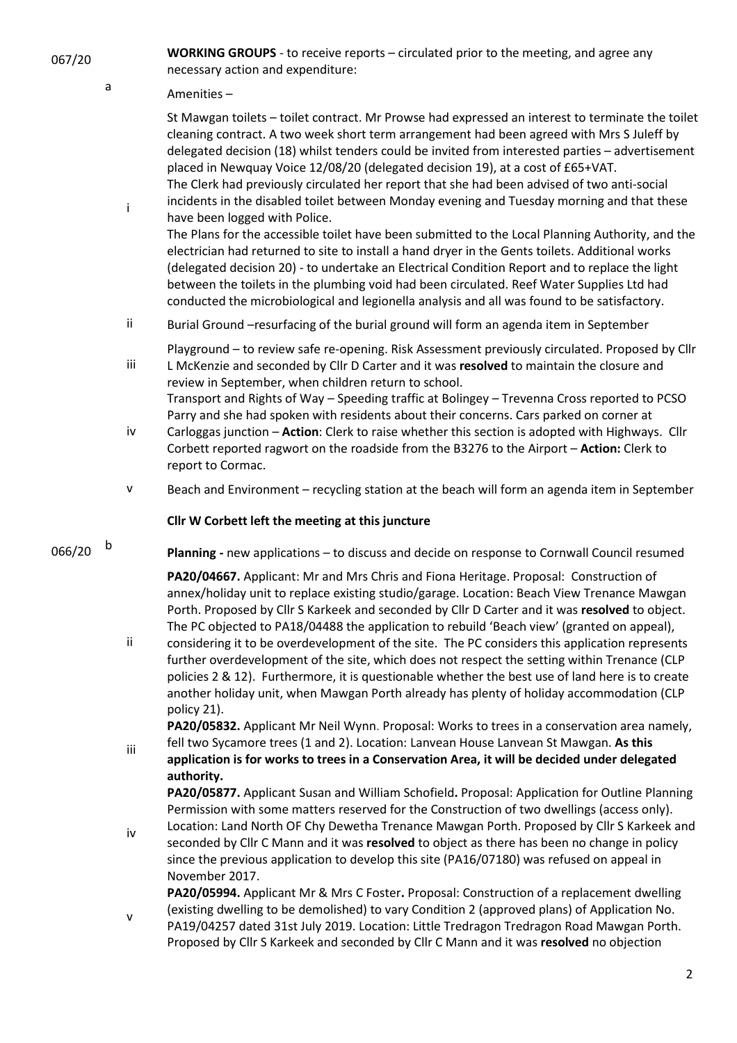067/20 **WORKING GROUPS** - to receive reports – circulated prior to the meeting, and agree any necessary action and expenditure:

a Amenities –

i St Mawgan toilets – toilet contract. Mr Prowse had expressed an interest to terminate the toilet cleaning contract. A two week short term arrangement had been agreed with Mrs S Juleff by delegated decision (18) whilst tenders could be invited from interested parties – advertisement placed in Newquay Voice 12/08/20 (delegated decision 19), at a cost of £65+VAT.
The Clerk had previously circulated her report that she had been advised of two anti-social incidents in the disabled toilet between Monday evening and Tuesday morning and that these have been logged with Police.
The Plans for the accessible toilet have been submitted to the Local Planning Authority, and the electrician had returned to site to install a hand dryer in the Gents toilets. Additional works (delegated decision 20) - to undertake an Electrical Condition Report and to replace the light between the toilets in the plumbing void had been circulated. Reef Water Supplies Ltd had conducted the microbiological and legionella analysis and all was found to be satisfactory.

ii Burial Ground –resurfacing of the burial ground will form an agenda item in September

iii Playground – to review safe re-opening. Risk Assessment previously circulated. Proposed by Cllr L McKenzie and seconded by Cllr D Carter and it was **resolved** to maintain the closure and review in September, when children return to school.

iv Transport and Rights of Way – Speeding traffic at Bolingey – Trevenna Cross reported to PCSO Parry and she had spoken with residents about their concerns. Cars parked on corner at Carloggas junction – **Action**: Clerk to raise whether this section is adopted with Highways. Cllr Corbett reported ragwort on the roadside from the B3276 to the Airport – **Action:** Clerk to report to Cormac.

v Beach and Environment – recycling station at the beach will form an agenda item in September

**Cllr W Corbett left the meeting at this juncture**

066/20 b **Planning -** new applications – to discuss and decide on response to Cornwall Council resumed

ii **PA20/04667.** Applicant: Mr and Mrs Chris and Fiona Heritage. Proposal: Construction of annex/holiday unit to replace existing studio/garage. Location: Beach View Trenance Mawgan Porth. Proposed by Cllr S Karkeek and seconded by Cllr D Carter and it was **resolved** to object. The PC objected to PA18/04488 the application to rebuild 'Beach view' (granted on appeal), considering it to be overdevelopment of the site. The PC considers this application represents further overdevelopment of the site, which does not respect the setting within Trenance (CLP policies 2 & 12). Furthermore, it is questionable whether the best use of land here is to create another holiday unit, when Mawgan Porth already has plenty of holiday accommodation (CLP policy 21).

iii **PA20/05832.** Applicant Mr Neil Wynn. Proposal: Works to trees in a conservation area namely, fell two Sycamore trees (1 and 2). Location: Lanvean House Lanvean St Mawgan. **As this application is for works to trees in a Conservation Area, it will be decided under delegated authority.**

iv **PA20/05877.** Applicant Susan and William Schofield**.** Proposal: Application for Outline Planning Permission with some matters reserved for the Construction of two dwellings (access only). Location: Land North OF Chy Dewetha Trenance Mawgan Porth. Proposed by Cllr S Karkeek and seconded by Cllr C Mann and it was **resolved** to object as there has been no change in policy since the previous application to develop this site (PA16/07180) was refused on appeal in November 2017.

v **PA20/05994.** Applicant Mr & Mrs C Foster**.** Proposal: Construction of a replacement dwelling (existing dwelling to be demolished) to vary Condition 2 (approved plans) of Application No. PA19/04257 dated 31st July 2019. Location: Little Tredragon Tredragon Road Mawgan Porth. Proposed by Cllr S Karkeek and seconded by Cllr C Mann and it was **resolved** no objection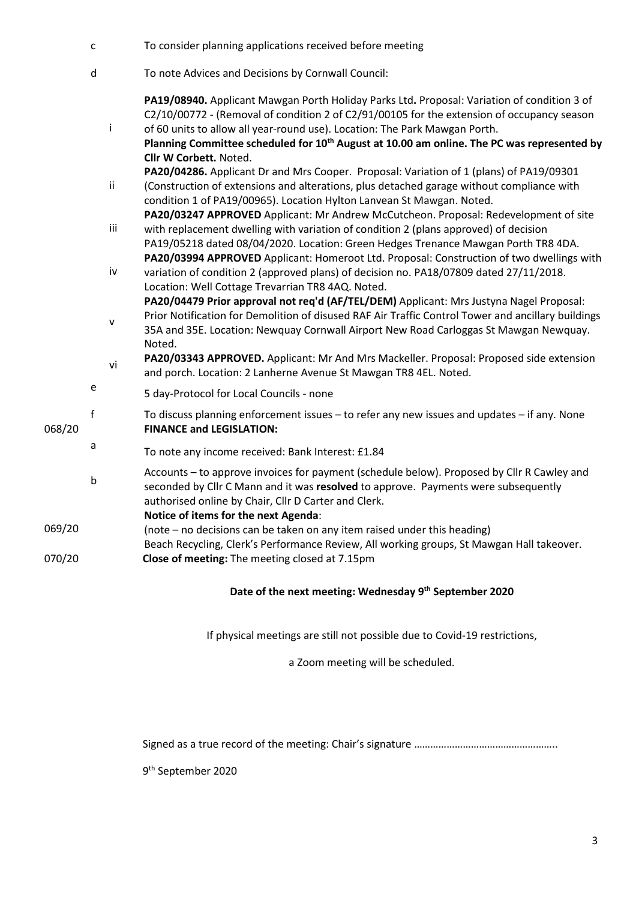c To consider planning applications received before meeting

d To note Advices and Decisions by Cornwall Council:

i **PA19/08940.** Applicant Mawgan Porth Holiday Parks Ltd**.** Proposal: Variation of condition 3 of C2/10/00772 - (Removal of condition 2 of C2/91/00105 for the extension of occupancy season of 60 units to allow all year-round use). Location: The Park Mawgan Porth.
**Planning Committee scheduled for 10th August at 10.00 am online. The PC was represented by Cllr W Corbett.** Noted.

ii **PA20/04286.** Applicant Dr and Mrs Cooper. Proposal: Variation of 1 (plans) of PA19/09301 (Construction of extensions and alterations, plus detached garage without compliance with condition 1 of PA19/00965). Location Hylton Lanvean St Mawgan. Noted.

iii **PA20/03247 APPROVED** Applicant: Mr Andrew McCutcheon. Proposal: Redevelopment of site with replacement dwelling with variation of condition 2 (plans approved) of decision PA19/05218 dated 08/04/2020. Location: Green Hedges Trenance Mawgan Porth TR8 4DA.

iv **PA20/03994 APPROVED** Applicant: Homeroot Ltd. Proposal: Construction of two dwellings with variation of condition 2 (approved plans) of decision no. PA18/07809 dated 27/11/2018. Location: Well Cottage Trevarrian TR8 4AQ. Noted.

v **PA20/04479 Prior approval not req'd (AF/TEL/DEM)** Applicant: Mrs Justyna Nagel Proposal: Prior Notification for Demolition of disused RAF Air Traffic Control Tower and ancillary buildings 35A and 35E. Location: Newquay Cornwall Airport New Road Carloggas St Mawgan Newquay. Noted.

vi **PA20/03343 APPROVED.** Applicant: Mr And Mrs Mackeller. Proposal: Proposed side extension and porch. Location: 2 Lanherne Avenue St Mawgan TR8 4EL. Noted.

e 5 day-Protocol for Local Councils - none

f To discuss planning enforcement issues – to refer any new issues and updates – if any. None

068/20 **FINANCE and LEGISLATION:**

a To note any income received: Bank Interest: £1.84

b Accounts – to approve invoices for payment (schedule below). Proposed by Cllr R Cawley and seconded by Cllr C Mann and it was **resolved** to approve. Payments were subsequently authorised online by Chair, Cllr D Carter and Clerk.

069/20 **Notice of items for the next Agenda**:
(note – no decisions can be taken on any item raised under this heading)
Beach Recycling, Clerk's Performance Review, All working groups, St Mawgan Hall takeover.

070/20 **Close of meeting:** The meeting closed at 7.15pm

**Date of the next meeting: Wednesday 9th September 2020**

If physical meetings are still not possible due to Covid-19 restrictions,

a Zoom meeting will be scheduled.

Signed as a true record of the meeting: Chair's signature …………………………………………..

9th September 2020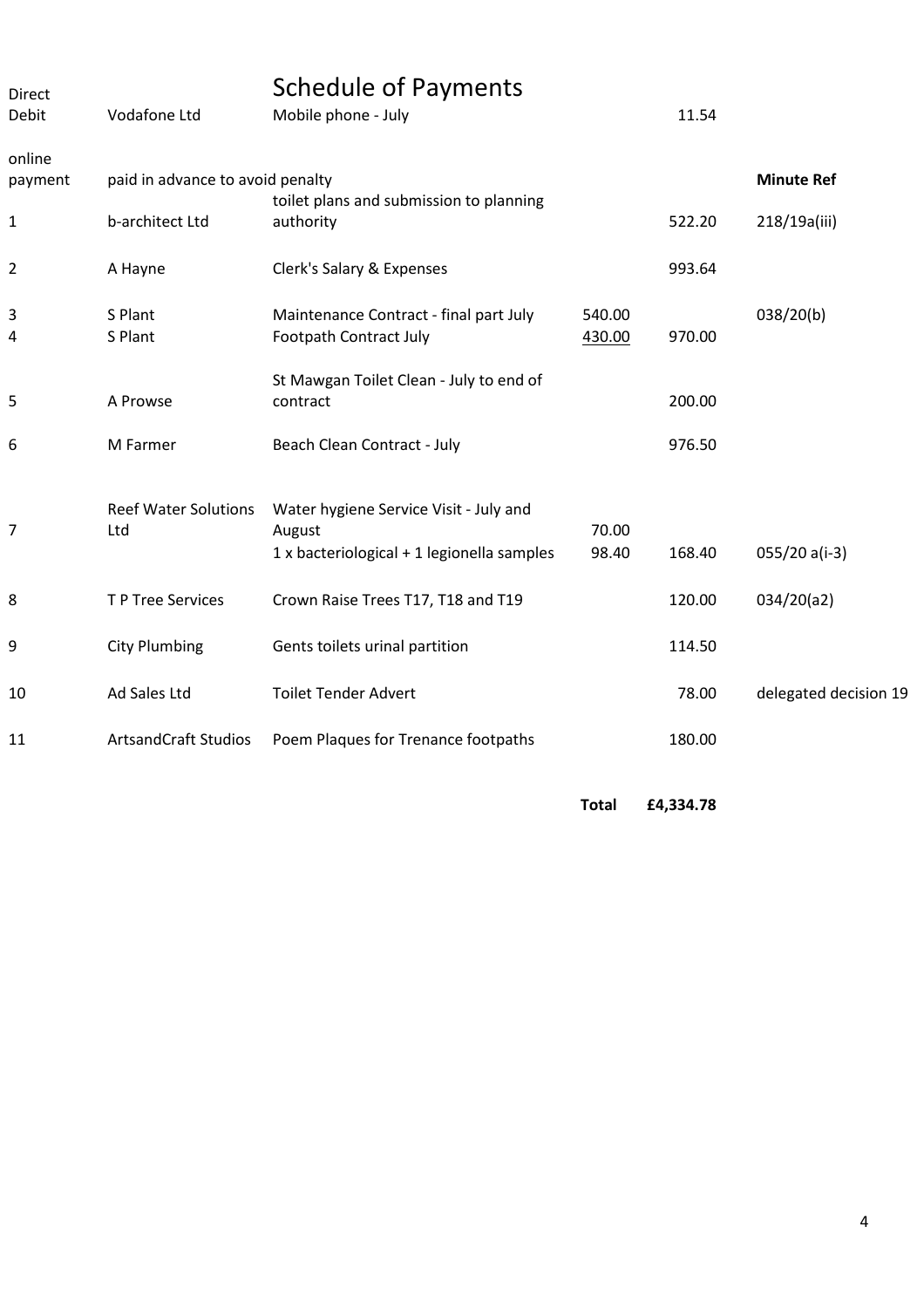# Schedule of Payments

| | | | | | |
|---|---|---|---|---|---|
| Direct Debit | Vodafone Ltd | Mobile phone - July | | 11.54 | |
| online payment | paid in advance to avoid penalty | | | | **Minute Ref** |
| 1 | b-architect Ltd | toilet plans and submission to planning authority | | 522.20 | 218/19a(iii) |
| 2 | A Hayne | Clerk's Salary & Expenses | | 993.64 | |
| 3 | S Plant | Maintenance Contract - final part July | 540.00 | | 038/20(b) |
| 4 | S Plant | Footpath Contract July | 430.00 | 970.00 | |
| 5 | A Prowse | St Mawgan Toilet Clean - July to end of contract | | 200.00 | |
| 6 | M Farmer | Beach Clean Contract - July | | 976.50 | |
| 7 | Reef Water Solutions Ltd | Water hygiene Service Visit - July and August | 70.00 | | |
| | | 1 x bacteriological + 1 legionella samples | 98.40 | 168.40 | 055/20 a(i-3) |
| 8 | T P Tree Services | Crown Raise Trees T17, T18 and T19 | | 120.00 | 034/20(a2) |
| 9 | City Plumbing | Gents toilets urinal partition | | 114.50 | |
| 10 | Ad Sales Ltd | Toilet Tender Advert | | 78.00 | delegated decision 19 |
| 11 | ArtsandCraft Studios | Poem Plaques for Trenance footpaths | | 180.00 | |
| | | | **Total** | **£4,334.78** | |